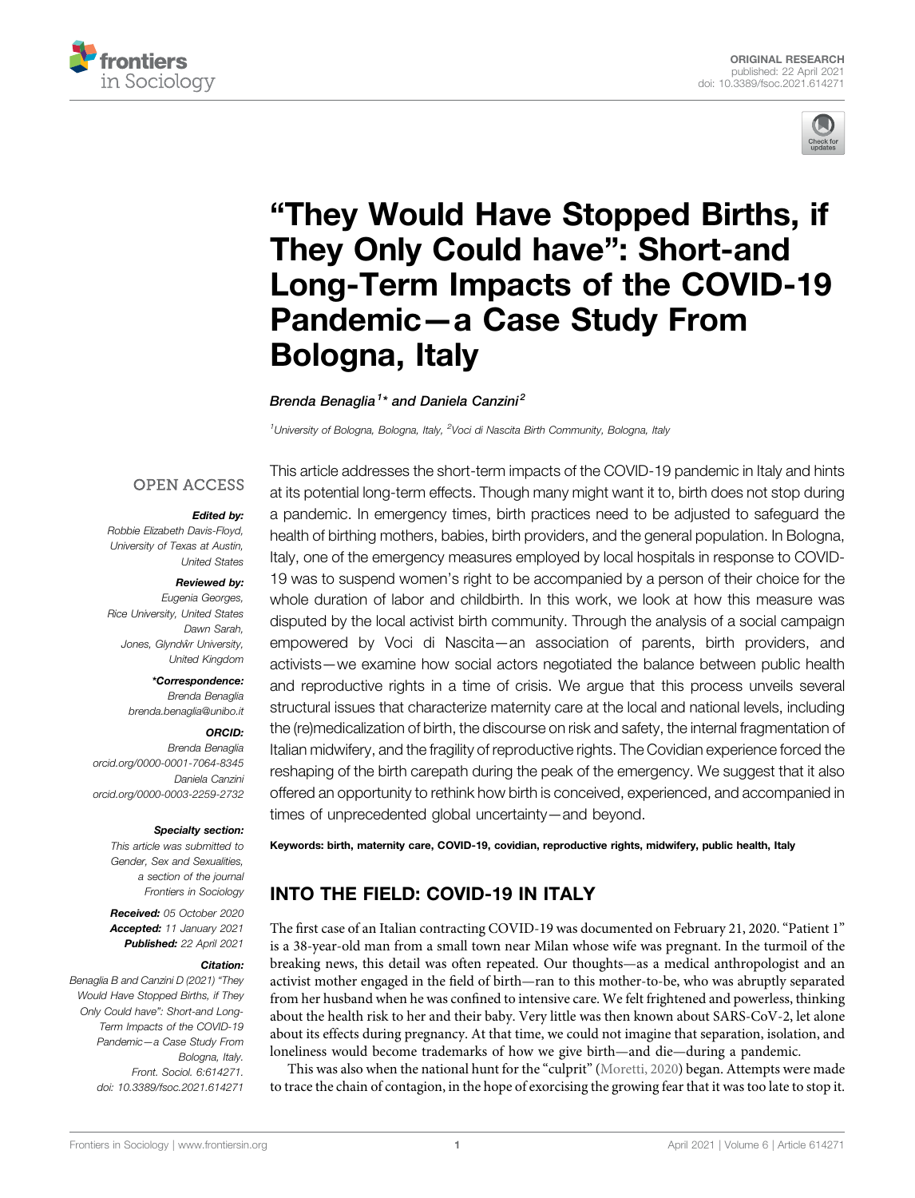ORIGINAL RESEARCH
published: 22 April 2021
doi: 10.3389/fsoc.2021.614271

# "They Would Have Stopped Births, if They Only Could have": Short-and Long-Term Impacts of the COVID-19 Pandemic—a Case Study From Bologna, Italy

*Brenda Benaglia[1]\* and Daniela Canzini[2]*

[1]*University of Bologna, Bologna, Italy,* [2]*Voci di Nascita Birth Community, Bologna, Italy*

OPEN ACCESS

***Edited by:***
*Robbie Elizabeth Davis-Floyd, University of Texas at Austin, United States*

***Reviewed by:***
*Eugenia Georges, Rice University, United States*
*Dawn Sarah, Jones, Glyndŵr University, United Kingdom*

***\*Correspondence:***
*Brenda Benaglia*
*brenda.benaglia@unibo.it*

***ORCID:***
*Brenda Benaglia*
*orcid.org/0000-0001-7064-8345*
*Daniela Canzini*
*orcid.org/0000-0003-2259-2732*

***Specialty section:***
*This article was submitted to Gender, Sex and Sexualities, a section of the journal Frontiers in Sociology*

***Received:*** *05 October 2020*
***Accepted:*** *11 January 2021*
***Published:*** *22 April 2021*

***Citation:***
*Benaglia B and Canzini D (2021) "They Would Have Stopped Births, if They Only Could have": Short-and Long-Term Impacts of the COVID-19 Pandemic—a Case Study From Bologna, Italy. Front. Sociol. 6:614271. doi: 10.3389/fsoc.2021.614271*

This article addresses the short-term impacts of the COVID-19 pandemic in Italy and hints at its potential long-term effects. Though many might want it to, birth does not stop during a pandemic. In emergency times, birth practices need to be adjusted to safeguard the health of birthing mothers, babies, birth providers, and the general population. In Bologna, Italy, one of the emergency measures employed by local hospitals in response to COVID-19 was to suspend women's right to be accompanied by a person of their choice for the whole duration of labor and childbirth. In this work, we look at how this measure was disputed by the local activist birth community. Through the analysis of a social campaign empowered by Voci di Nascita—an association of parents, birth providers, and activists—we examine how social actors negotiated the balance between public health and reproductive rights in a time of crisis. We argue that this process unveils several structural issues that characterize maternity care at the local and national levels, including the (re)medicalization of birth, the discourse on risk and safety, the internal fragmentation of Italian midwifery, and the fragility of reproductive rights. The Covidian experience forced the reshaping of the birth carepath during the peak of the emergency. We suggest that it also offered an opportunity to rethink how birth is conceived, experienced, and accompanied in times of unprecedented global uncertainty—and beyond.

**Keywords: birth, maternity care, COVID-19, covidian, reproductive rights, midwifery, public health, Italy**

## INTO THE FIELD: COVID-19 IN ITALY

The first case of an Italian contracting COVID-19 was documented on February 21, 2020. "Patient 1" is a 38-year-old man from a small town near Milan whose wife was pregnant. In the turmoil of the breaking news, this detail was often repeated. Our thoughts—as a medical anthropologist and an activist mother engaged in the field of birth—ran to this mother-to-be, who was abruptly separated from her husband when he was confined to intensive care. We felt frightened and powerless, thinking about the health risk to her and their baby. Very little was then known about SARS-CoV-2, let alone about its effects during pregnancy. At that time, we could not imagine that separation, isolation, and loneliness would become trademarks of how we give birth—and die—during a pandemic.

This was also when the national hunt for the "culprit" (Moretti, 2020) began. Attempts were made to trace the chain of contagion, in the hope of exorcising the growing fear that it was too late to stop it.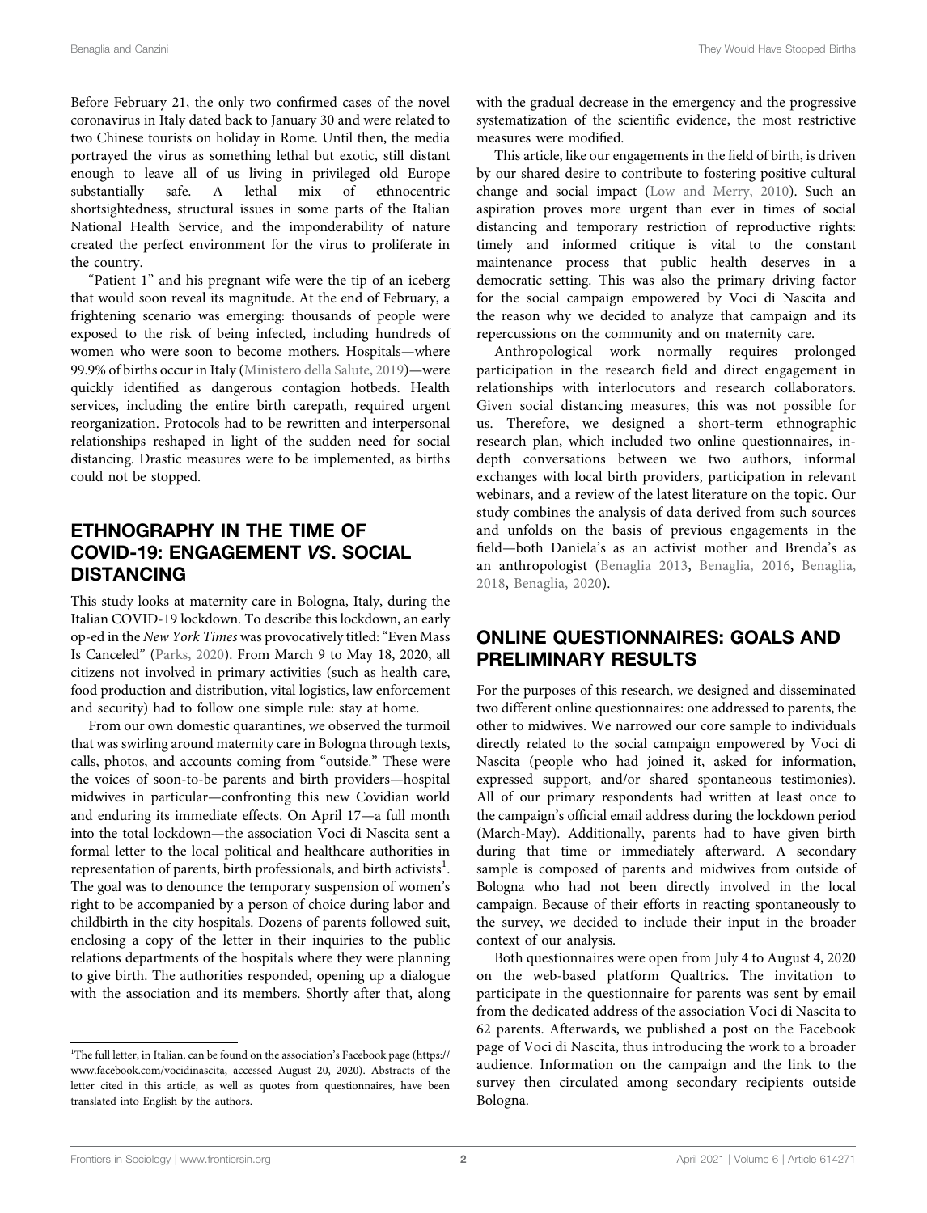Before February 21, the only two confirmed cases of the novel coronavirus in Italy dated back to January 30 and were related to two Chinese tourists on holiday in Rome. Until then, the media portrayed the virus as something lethal but exotic, still distant enough to leave all of us living in privileged old Europe substantially safe. A lethal mix of ethnocentric shortsightedness, structural issues in some parts of the Italian National Health Service, and the imponderability of nature created the perfect environment for the virus to proliferate in the country.

"Patient 1" and his pregnant wife were the tip of an iceberg that would soon reveal its magnitude. At the end of February, a frightening scenario was emerging: thousands of people were exposed to the risk of being infected, including hundreds of women who were soon to become mothers. Hospitals—where 99.9% of births occur in Italy (Ministero della Salute, 2019)—were quickly identified as dangerous contagion hotbeds. Health services, including the entire birth carepath, required urgent reorganization. Protocols had to be rewritten and interpersonal relationships reshaped in light of the sudden need for social distancing. Drastic measures were to be implemented, as births could not be stopped.

## ETHNOGRAPHY IN THE TIME OF COVID-19: ENGAGEMENT *VS*. SOCIAL DISTANCING

This study looks at maternity care in Bologna, Italy, during the Italian COVID-19 lockdown. To describe this lockdown, an early op-ed in the *New York Times* was provocatively titled: "Even Mass Is Canceled" (Parks, 2020). From March 9 to May 18, 2020, all citizens not involved in primary activities (such as health care, food production and distribution, vital logistics, law enforcement and security) had to follow one simple rule: stay at home.

From our own domestic quarantines, we observed the turmoil that was swirling around maternity care in Bologna through texts, calls, photos, and accounts coming from "outside." These were the voices of soon-to-be parents and birth providers—hospital midwives in particular—confronting this new Covidian world and enduring its immediate effects. On April 17—a full month into the total lockdown—the association Voci di Nascita sent a formal letter to the local political and healthcare authorities in representation of parents, birth professionals, and birth activists[1]. The goal was to denounce the temporary suspension of women's right to be accompanied by a person of choice during labor and childbirth in the city hospitals. Dozens of parents followed suit, enclosing a copy of the letter in their inquiries to the public relations departments of the hospitals where they were planning to give birth. The authorities responded, opening up a dialogue with the association and its members. Shortly after that, along with the gradual decrease in the emergency and the progressive systematization of the scientific evidence, the most restrictive measures were modified.

This article, like our engagements in the field of birth, is driven by our shared desire to contribute to fostering positive cultural change and social impact (Low and Merry, 2010). Such an aspiration proves more urgent than ever in times of social distancing and temporary restriction of reproductive rights: timely and informed critique is vital to the constant maintenance process that public health deserves in a democratic setting. This was also the primary driving factor for the social campaign empowered by Voci di Nascita and the reason why we decided to analyze that campaign and its repercussions on the community and on maternity care.

Anthropological work normally requires prolonged participation in the research field and direct engagement in relationships with interlocutors and research collaborators. Given social distancing measures, this was not possible for us. Therefore, we designed a short-term ethnographic research plan, which included two online questionnaires, in-depth conversations between we two authors, informal exchanges with local birth providers, participation in relevant webinars, and a review of the latest literature on the topic. Our study combines the analysis of data derived from such sources and unfolds on the basis of previous engagements in the field—both Daniela's as an activist mother and Brenda's as an anthropologist (Benaglia 2013, Benaglia, 2016, Benaglia, 2018, Benaglia, 2020).

## ONLINE QUESTIONNAIRES: GOALS AND PRELIMINARY RESULTS

For the purposes of this research, we designed and disseminated two different online questionnaires: one addressed to parents, the other to midwives. We narrowed our core sample to individuals directly related to the social campaign empowered by Voci di Nascita (people who had joined it, asked for information, expressed support, and/or shared spontaneous testimonies). All of our primary respondents had written at least once to the campaign's official email address during the lockdown period (March-May). Additionally, parents had to have given birth during that time or immediately afterward. A secondary sample is composed of parents and midwives from outside of Bologna who had not been directly involved in the local campaign. Because of their efforts in reacting spontaneously to the survey, we decided to include their input in the broader context of our analysis.

Both questionnaires were open from July 4 to August 4, 2020 on the web-based platform Qualtrics. The invitation to participate in the questionnaire for parents was sent by email from the dedicated address of the association Voci di Nascita to 62 parents. Afterwards, we published a post on the Facebook page of Voci di Nascita, thus introducing the work to a broader audience. Information on the campaign and the link to the survey then circulated among secondary recipients outside Bologna.

[1] The full letter, in Italian, can be found on the association's Facebook page (https://www.facebook.com/vocidinascita, accessed August 20, 2020). Abstracts of the letter cited in this article, as well as quotes from questionnaires, have been translated into English by the authors.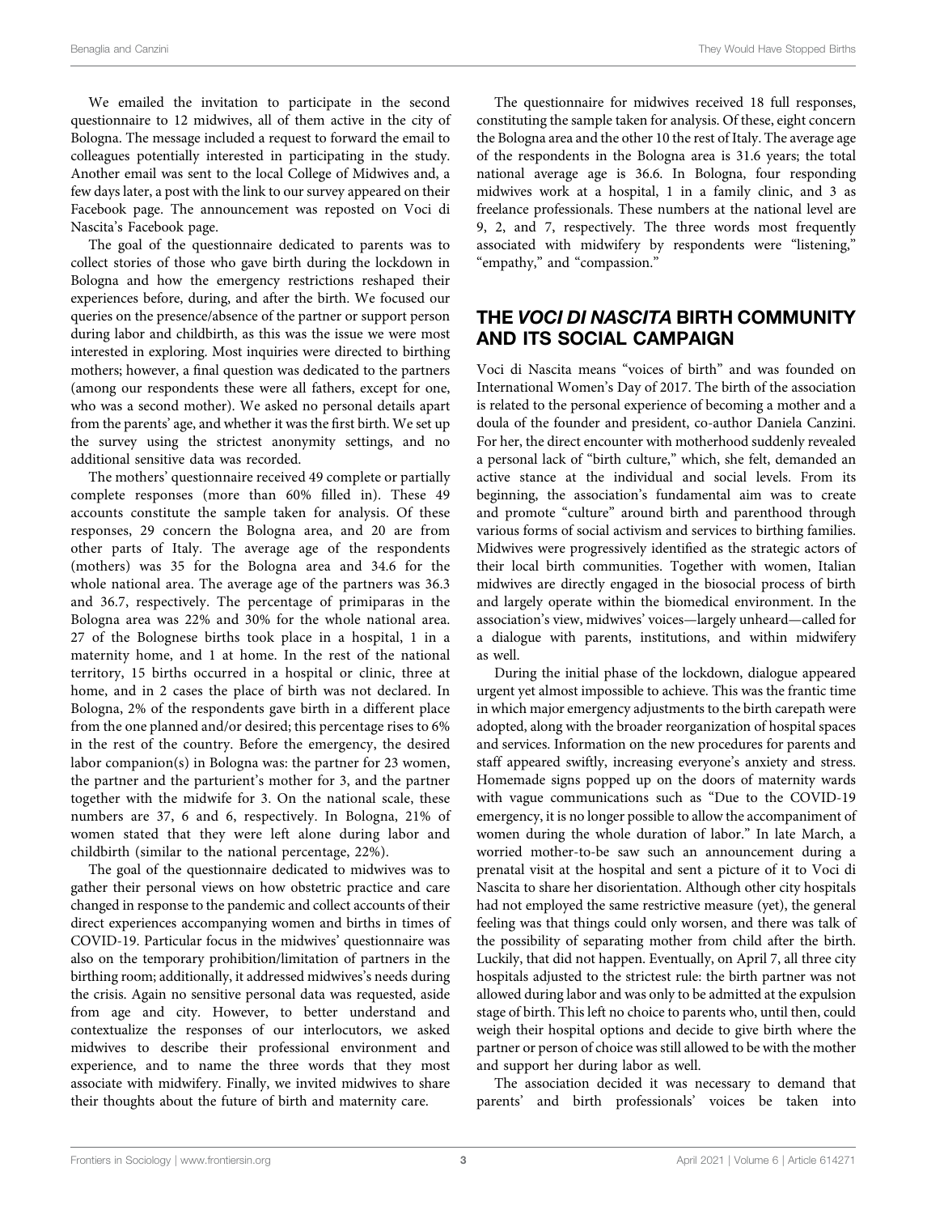We emailed the invitation to participate in the second questionnaire to 12 midwives, all of them active in the city of Bologna. The message included a request to forward the email to colleagues potentially interested in participating in the study. Another email was sent to the local College of Midwives and, a few days later, a post with the link to our survey appeared on their Facebook page. The announcement was reposted on Voci di Nascita's Facebook page.

The goal of the questionnaire dedicated to parents was to collect stories of those who gave birth during the lockdown in Bologna and how the emergency restrictions reshaped their experiences before, during, and after the birth. We focused our queries on the presence/absence of the partner or support person during labor and childbirth, as this was the issue we were most interested in exploring. Most inquiries were directed to birthing mothers; however, a final question was dedicated to the partners (among our respondents these were all fathers, except for one, who was a second mother). We asked no personal details apart from the parents' age, and whether it was the first birth. We set up the survey using the strictest anonymity settings, and no additional sensitive data was recorded.

The mothers' questionnaire received 49 complete or partially complete responses (more than 60% filled in). These 49 accounts constitute the sample taken for analysis. Of these responses, 29 concern the Bologna area, and 20 are from other parts of Italy. The average age of the respondents (mothers) was 35 for the Bologna area and 34.6 for the whole national area. The average age of the partners was 36.3 and 36.7, respectively. The percentage of primiparas in the Bologna area was 22% and 30% for the whole national area. 27 of the Bolognese births took place in a hospital, 1 in a maternity home, and 1 at home. In the rest of the national territory, 15 births occurred in a hospital or clinic, three at home, and in 2 cases the place of birth was not declared. In Bologna, 2% of the respondents gave birth in a different place from the one planned and/or desired; this percentage rises to 6% in the rest of the country. Before the emergency, the desired labor companion(s) in Bologna was: the partner for 23 women, the partner and the parturient's mother for 3, and the partner together with the midwife for 3. On the national scale, these numbers are 37, 6 and 6, respectively. In Bologna, 21% of women stated that they were left alone during labor and childbirth (similar to the national percentage, 22%).

The goal of the questionnaire dedicated to midwives was to gather their personal views on how obstetric practice and care changed in response to the pandemic and collect accounts of their direct experiences accompanying women and births in times of COVID-19. Particular focus in the midwives' questionnaire was also on the temporary prohibition/limitation of partners in the birthing room; additionally, it addressed midwives's needs during the crisis. Again no sensitive personal data was requested, aside from age and city. However, to better understand and contextualize the responses of our interlocutors, we asked midwives to describe their professional environment and experience, and to name the three words that they most associate with midwifery. Finally, we invited midwives to share their thoughts about the future of birth and maternity care.

The questionnaire for midwives received 18 full responses, constituting the sample taken for analysis. Of these, eight concern the Bologna area and the other 10 the rest of Italy. The average age of the respondents in the Bologna area is 31.6 years; the total national average age is 36.6. In Bologna, four responding midwives work at a hospital, 1 in a family clinic, and 3 as freelance professionals. These numbers at the national level are 9, 2, and 7, respectively. The three words most frequently associated with midwifery by respondents were "listening," "empathy," and "compassion."

## THE *VOCI DI NASCITA* BIRTH COMMUNITY AND ITS SOCIAL CAMPAIGN

Voci di Nascita means "voices of birth" and was founded on International Women's Day of 2017. The birth of the association is related to the personal experience of becoming a mother and a doula of the founder and president, co-author Daniela Canzini. For her, the direct encounter with motherhood suddenly revealed a personal lack of "birth culture," which, she felt, demanded an active stance at the individual and social levels. From its beginning, the association's fundamental aim was to create and promote "culture" around birth and parenthood through various forms of social activism and services to birthing families. Midwives were progressively identified as the strategic actors of their local birth communities. Together with women, Italian midwives are directly engaged in the biosocial process of birth and largely operate within the biomedical environment. In the association's view, midwives' voices—largely unheard—called for a dialogue with parents, institutions, and within midwifery as well.

During the initial phase of the lockdown, dialogue appeared urgent yet almost impossible to achieve. This was the frantic time in which major emergency adjustments to the birth carepath were adopted, along with the broader reorganization of hospital spaces and services. Information on the new procedures for parents and staff appeared swiftly, increasing everyone's anxiety and stress. Homemade signs popped up on the doors of maternity wards with vague communications such as "Due to the COVID-19 emergency, it is no longer possible to allow the accompaniment of women during the whole duration of labor." In late March, a worried mother-to-be saw such an announcement during a prenatal visit at the hospital and sent a picture of it to Voci di Nascita to share her disorientation. Although other city hospitals had not employed the same restrictive measure (yet), the general feeling was that things could only worsen, and there was talk of the possibility of separating mother from child after the birth. Luckily, that did not happen. Eventually, on April 7, all three city hospitals adjusted to the strictest rule: the birth partner was not allowed during labor and was only to be admitted at the expulsion stage of birth. This left no choice to parents who, until then, could weigh their hospital options and decide to give birth where the partner or person of choice was still allowed to be with the mother and support her during labor as well.

The association decided it was necessary to demand that parents' and birth professionals' voices be taken into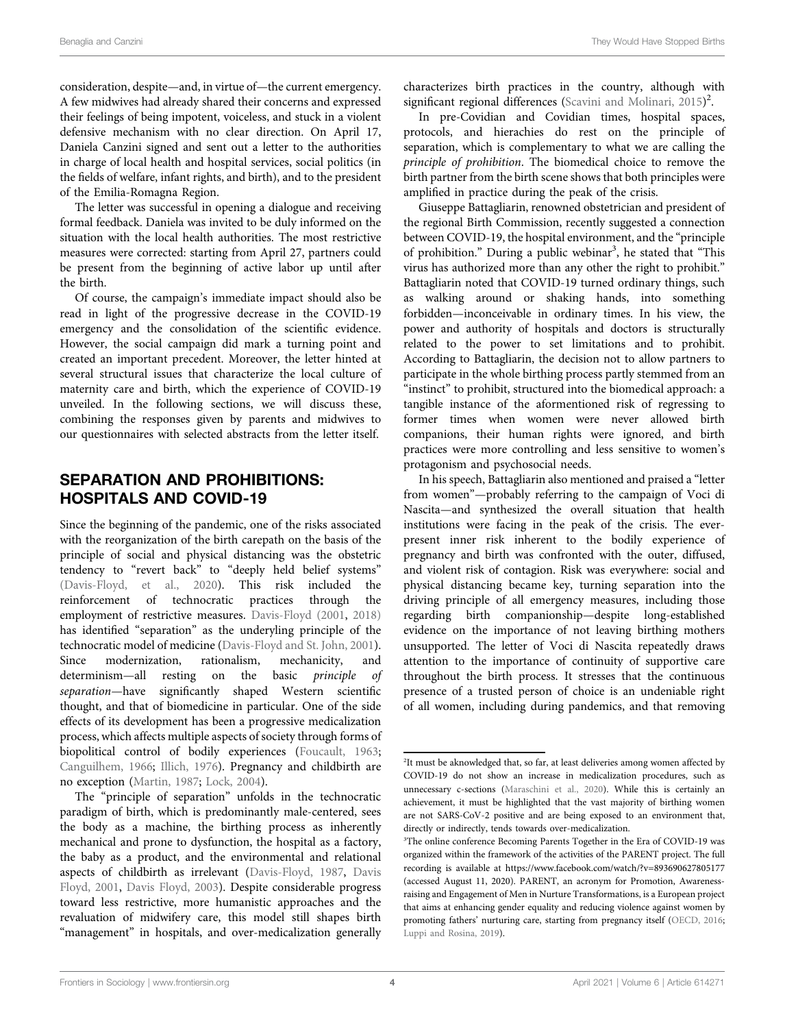consideration, despite—and, in virtue of—the current emergency. A few midwives had already shared their concerns and expressed their feelings of being impotent, voiceless, and stuck in a violent defensive mechanism with no clear direction. On April 17, Daniela Canzini signed and sent out a letter to the authorities in charge of local health and hospital services, social politics (in the fields of welfare, infant rights, and birth), and to the president of the Emilia-Romagna Region.

The letter was successful in opening a dialogue and receiving formal feedback. Daniela was invited to be duly informed on the situation with the local health authorities. The most restrictive measures were corrected: starting from April 27, partners could be present from the beginning of active labor up until after the birth.

Of course, the campaign's immediate impact should also be read in light of the progressive decrease in the COVID-19 emergency and the consolidation of the scientific evidence. However, the social campaign did mark a turning point and created an important precedent. Moreover, the letter hinted at several structural issues that characterize the local culture of maternity care and birth, which the experience of COVID-19 unveiled. In the following sections, we will discuss these, combining the responses given by parents and midwives to our questionnaires with selected abstracts from the letter itself.

## SEPARATION AND PROHIBITIONS: HOSPITALS AND COVID-19

Since the beginning of the pandemic, one of the risks associated with the reorganization of the birth carepath on the basis of the principle of social and physical distancing was the obstetric tendency to "revert back" to "deeply held belief systems" (Davis-Floyd, et al., 2020). This risk included the reinforcement of technocratic practices through the employment of restrictive measures. Davis-Floyd (2001, 2018) has identified "separation" as the underlying principle of the technocratic model of medicine (Davis-Floyd and St. John, 2001). Since modernization, rationalism, mechanicity, and determinism—all resting on the basic *principle of separation*—have significantly shaped Western scientific thought, and that of biomedicine in particular. One of the side effects of its development has been a progressive medicalization process, which affects multiple aspects of society through forms of biopolitical control of bodily experiences (Foucault, 1963; Canguilhem, 1966; Illich, 1976). Pregnancy and childbirth are no exception (Martin, 1987; Lock, 2004).

The "principle of separation" unfolds in the technocratic paradigm of birth, which is predominantly male-centered, sees the body as a machine, the birthing process as inherently mechanical and prone to dysfunction, the hospital as a factory, the baby as a product, and the environmental and relational aspects of childbirth as irrelevant (Davis-Floyd, 1987, Davis Floyd, 2001, Davis Floyd, 2003). Despite considerable progress toward less restrictive, more humanistic approaches and the revaluation of midwifery care, this model still shapes birth "management" in hospitals, and over-medicalization generally characterizes birth practices in the country, although with significant regional differences (Scavini and Molinari, 2015)[2].

In pre-Covidian and Covidian times, hospital spaces, protocols, and hierachies do rest on the principle of separation, which is complementary to what we are calling the *principle of prohibition*. The biomedical choice to remove the birth partner from the birth scene shows that both principles were amplified in practice during the peak of the crisis.

Giuseppe Battagliarin, renowned obstetrician and president of the regional Birth Commission, recently suggested a connection between COVID-19, the hospital environment, and the "principle of prohibition." During a public webinar[3], he stated that "This virus has authorized more than any other the right to prohibit." Battagliarin noted that COVID-19 turned ordinary things, such as walking around or shaking hands, into something forbidden—inconceivable in ordinary times. In his view, the power and authority of hospitals and doctors is structurally related to the power to set limitations and to prohibit. According to Battagliarin, the decision not to allow partners to participate in the whole birthing process partly stemmed from an "instinct" to prohibit, structured into the biomedical approach: a tangible instance of the aforementioned risk of regressing to former times when women were never allowed birth companions, their human rights were ignored, and birth practices were more controlling and less sensitive to women's protagonism and psychosocial needs.

In his speech, Battagliarin also mentioned and praised a "letter from women"—probably referring to the campaign of Voci di Nascita—and synthesized the overall situation that health institutions were facing in the peak of the crisis. The ever-present inner risk inherent to the bodily experience of pregnancy and birth was confronted with the outer, diffused, and violent risk of contagion. Risk was everywhere: social and physical distancing became key, turning separation into the driving principle of all emergency measures, including those regarding birth companionship—despite long-established evidence on the importance of not leaving birthing mothers unsupported. The letter of Voci di Nascita repeatedly draws attention to the importance of continuity of supportive care throughout the birth process. It stresses that the continuous presence of a trusted person of choice is an undeniable right of all women, including during pandemics, and that removing

---

[2]It must be aknowledged that, so far, at least deliveries among women affected by COVID-19 do not show an increase in medicalization procedures, such as unnecessary c-sections (Maraschini et al., 2020). While this is certainly an achievement, it must be highlighted that the vast majority of birthing women are not SARS-CoV-2 positive and are being exposed to an environment that, directly or indirectly, tends towards over-medicalization.

[3]The online conference Becoming Parents Together in the Era of COVID-19 was organized within the framework of the activities of the PARENT project. The full recording is available at https://www.facebook.com/watch/?v=893690627805177 (accessed August 11, 2020). PARENT, an acronym for Promotion, Awareness-raising and Engagement of Men in Nurture Transformations, is a European project that aims at enhancing gender equality and reducing violence against women by promoting fathers' nurturing care, starting from pregnancy itself (OECD, 2016; Luppi and Rosina, 2019).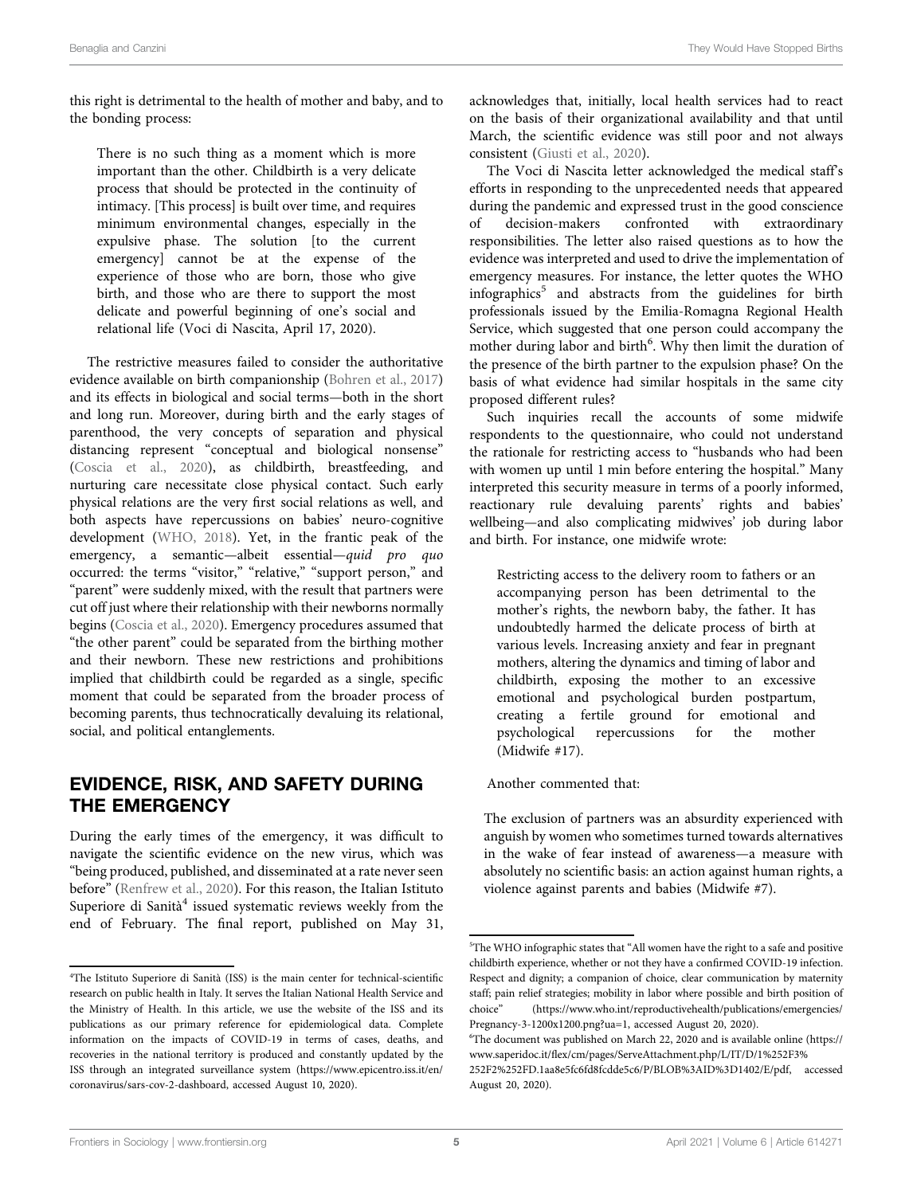this right is detrimental to the health of mother and baby, and to the bonding process:

> There is no such thing as a moment which is more important than the other. Childbirth is a very delicate process that should be protected in the continuity of intimacy. [This process] is built over time, and requires minimum environmental changes, especially in the expulsive phase. The solution [to the current emergency] cannot be at the expense of the experience of those who are born, those who give birth, and those who are there to support the most delicate and powerful beginning of one's social and relational life (Voci di Nascita, April 17, 2020).

The restrictive measures failed to consider the authoritative evidence available on birth companionship (Bohren et al., 2017) and its effects in biological and social terms—both in the short and long run. Moreover, during birth and the early stages of parenthood, the very concepts of separation and physical distancing represent "conceptual and biological nonsense" (Coscia et al., 2020), as childbirth, breastfeeding, and nurturing care necessitate close physical contact. Such early physical relations are the very first social relations as well, and both aspects have repercussions on babies' neuro-cognitive development (WHO, 2018). Yet, in the frantic peak of the emergency, a semantic—albeit essential—*quid pro quo* occurred: the terms "visitor," "relative," "support person," and "parent" were suddenly mixed, with the result that partners were cut off just where their relationship with their newborns normally begins (Coscia et al., 2020). Emergency procedures assumed that "the other parent" could be separated from the birthing mother and their newborn. These new restrictions and prohibitions implied that childbirth could be regarded as a single, specific moment that could be separated from the broader process of becoming parents, thus technocratically devaluing its relational, social, and political entanglements.

## EVIDENCE, RISK, AND SAFETY DURING THE EMERGENCY

During the early times of the emergency, it was difficult to navigate the scientific evidence on the new virus, which was "being produced, published, and disseminated at a rate never seen before" (Renfrew et al., 2020). For this reason, the Italian Istituto Superiore di Sanità[4] issued systematic reviews weekly from the end of February. The final report, published on May 31, acknowledges that, initially, local health services had to react on the basis of their organizational availability and that until March, the scientific evidence was still poor and not always consistent (Giusti et al., 2020).

The Voci di Nascita letter acknowledged the medical staff's efforts in responding to the unprecedented needs that appeared during the pandemic and expressed trust in the good conscience of decision-makers confronted with extraordinary responsibilities. The letter also raised questions as to how the evidence was interpreted and used to drive the implementation of emergency measures. For instance, the letter quotes the WHO infographics[5] and abstracts from the guidelines for birth professionals issued by the Emilia-Romagna Regional Health Service, which suggested that one person could accompany the mother during labor and birth[6]. Why then limit the duration of the presence of the birth partner to the expulsion phase? On the basis of what evidence had similar hospitals in the same city proposed different rules?

Such inquiries recall the accounts of some midwife respondents to the questionnaire, who could not understand the rationale for restricting access to "husbands who had been with women up until 1 min before entering the hospital." Many interpreted this security measure in terms of a poorly informed, reactionary rule devaluing parents' rights and babies' wellbeing—and also complicating midwives' job during labor and birth. For instance, one midwife wrote:

> Restricting access to the delivery room to fathers or an accompanying person has been detrimental to the mother's rights, the newborn baby, the father. It has undoubtedly harmed the delicate process of birth at various levels. Increasing anxiety and fear in pregnant mothers, altering the dynamics and timing of labor and childbirth, exposing the mother to an excessive emotional and psychological burden postpartum, creating a fertile ground for emotional and psychological repercussions for the mother (Midwife #17).

Another commented that:

> The exclusion of partners was an absurdity experienced with anguish by women who sometimes turned towards alternatives in the wake of fear instead of awareness—a measure with absolutely no scientific basis: an action against human rights, a violence against parents and babies (Midwife #7).

---

[4] The Istituto Superiore di Sanità (ISS) is the main center for technical-scientific research on public health in Italy. It serves the Italian National Health Service and the Ministry of Health. In this article, we use the website of the ISS and its publications as our primary reference for epidemiological data. Complete information on the impacts of COVID-19 in terms of cases, deaths, and recoveries in the national territory is produced and constantly updated by the ISS through an integrated surveillance system (https://www.epicentro.iss.it/en/coronavirus/sars-cov-2-dashboard, accessed August 10, 2020).

[5] The WHO infographic states that "All women have the right to a safe and positive childbirth experience, whether or not they have a confirmed COVID-19 infection. Respect and dignity; a companion of choice, clear communication by maternity staff; pain relief strategies; mobility in labor where possible and birth position of choice" (https://www.who.int/reproductivehealth/publications/emergencies/Pregnancy-3-1200x1200.png?ua=1, accessed August 20, 2020).

[6] The document was published on March 22, 2020 and is available online (https://www.saperidoc.it/flex/cm/pages/ServeAttachment.php/L/IT/D/1%252F3%252F2%252FD.1aa8e5fc6fd8fcdde5c6/P/BLOB%3AID%3D1402/E/pdf, accessed August 20, 2020).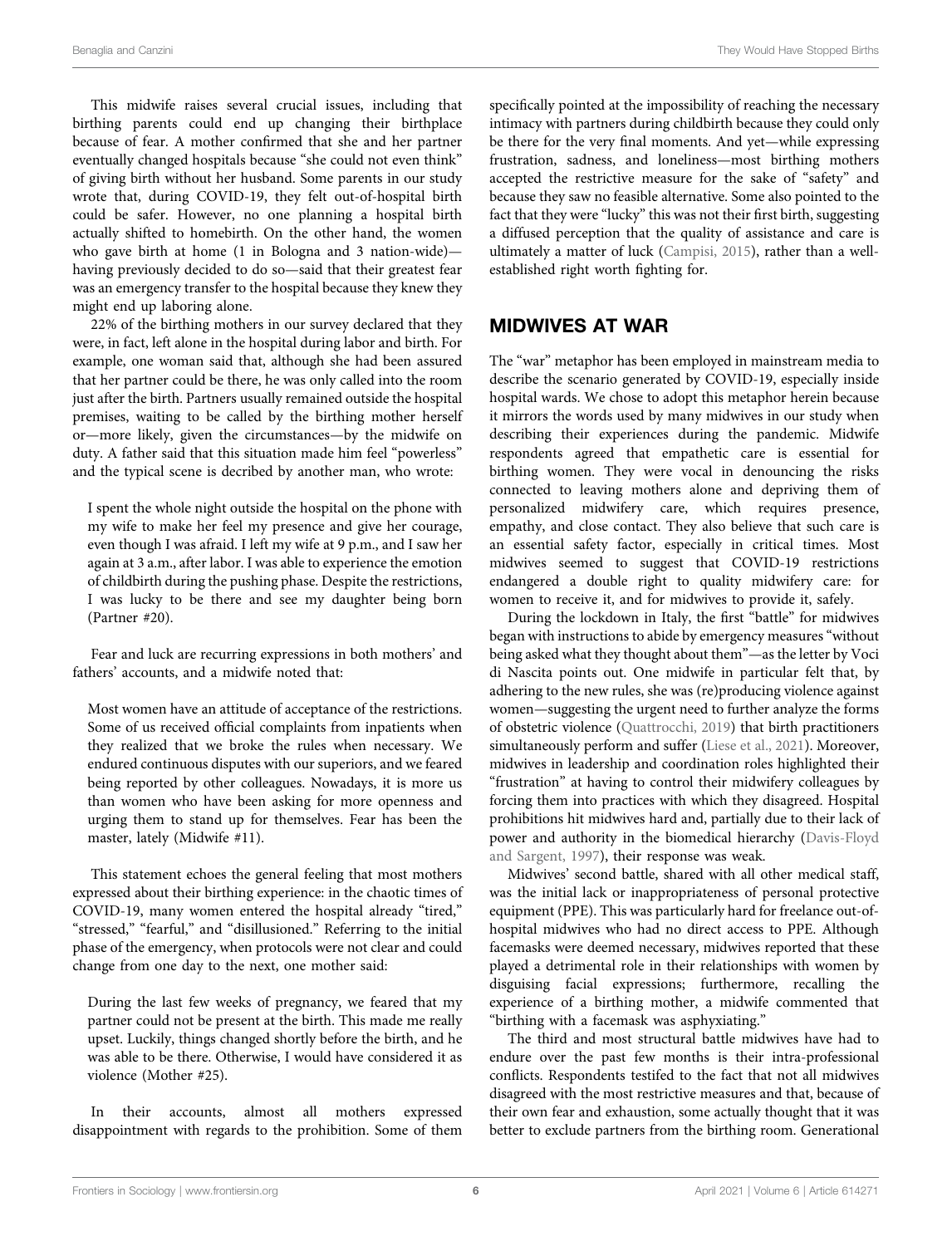This midwife raises several crucial issues, including that birthing parents could end up changing their birthplace because of fear. A mother confirmed that she and her partner eventually changed hospitals because "she could not even think" of giving birth without her husband. Some parents in our study wrote that, during COVID-19, they felt out-of-hospital birth could be safer. However, no one planning a hospital birth actually shifted to homebirth. On the other hand, the women who gave birth at home (1 in Bologna and 3 nation-wide)—having previously decided to do so—said that their greatest fear was an emergency transfer to the hospital because they knew they might end up laboring alone.

22% of the birthing mothers in our survey declared that they were, in fact, left alone in the hospital during labor and birth. For example, one woman said that, although she had been assured that her partner could be there, he was only called into the room just after the birth. Partners usually remained outside the hospital premises, waiting to be called by the birthing mother herself or—more likely, given the circumstances—by the midwife on duty. A father said that this situation made him feel "powerless" and the typical scene is decribed by another man, who wrote:

> I spent the whole night outside the hospital on the phone with my wife to make her feel my presence and give her courage, even though I was afraid. I left my wife at 9 p.m., and I saw her again at 3 a.m., after labor. I was able to experience the emotion of childbirth during the pushing phase. Despite the restrictions, I was lucky to be there and see my daughter being born (Partner #20).

Fear and luck are recurring expressions in both mothers' and fathers' accounts, and a midwife noted that:

> Most women have an attitude of acceptance of the restrictions. Some of us received official complaints from inpatients when they realized that we broke the rules when necessary. We endured continuous disputes with our superiors, and we feared being reported by other colleagues. Nowadays, it is more us than women who have been asking for more openness and urging them to stand up for themselves. Fear has been the master, lately (Midwife #11).

This statement echoes the general feeling that most mothers expressed about their birthing experience: in the chaotic times of COVID-19, many women entered the hospital already "tired," "stressed," "fearful," and "disillusioned." Referring to the initial phase of the emergency, when protocols were not clear and could change from one day to the next, one mother said:

> During the last few weeks of pregnancy, we feared that my partner could not be present at the birth. This made me really upset. Luckily, things changed shortly before the birth, and he was able to be there. Otherwise, I would have considered it as violence (Mother #25).

In their accounts, almost all mothers expressed disappointment with regards to the prohibition. Some of them specifically pointed at the impossibility of reaching the necessary intimacy with partners during childbirth because they could only be there for the very final moments. And yet—while expressing frustration, sadness, and loneliness—most birthing mothers accepted the restrictive measure for the sake of "safety" and because they saw no feasible alternative. Some also pointed to the fact that they were "lucky" this was not their first birth, suggesting a diffused perception that the quality of assistance and care is ultimately a matter of luck (Campisi, 2015), rather than a well-established right worth fighting for.

## MIDWIVES AT WAR

The "war" metaphor has been employed in mainstream media to describe the scenario generated by COVID-19, especially inside hospital wards. We chose to adopt this metaphor herein because it mirrors the words used by many midwives in our study when describing their experiences during the pandemic. Midwife respondents agreed that empathetic care is essential for birthing women. They were vocal in denouncing the risks connected to leaving mothers alone and depriving them of personalized midwifery care, which requires presence, empathy, and close contact. They also believe that such care is an essential safety factor, especially in critical times. Most midwives seemed to suggest that COVID-19 restrictions endangered a double right to quality midwifery care: for women to receive it, and for midwives to provide it, safely.

During the lockdown in Italy, the first "battle" for midwives began with instructions to abide by emergency measures "without being asked what they thought about them"—as the letter by Voci di Nascita points out. One midwife in particular felt that, by adhering to the new rules, she was (re)producing violence against women—suggesting the urgent need to further analyze the forms of obstetric violence (Quattrocchi, 2019) that birth practitioners simultaneously perform and suffer (Liese et al., 2021). Moreover, midwives in leadership and coordination roles highlighted their "frustration" at having to control their midwifery colleagues by forcing them into practices with which they disagreed. Hospital prohibitions hit midwives hard and, partially due to their lack of power and authority in the biomedical hierarchy (Davis-Floyd and Sargent, 1997), their response was weak.

Midwives' second battle, shared with all other medical staff, was the initial lack or inappropriateness of personal protective equipment (PPE). This was particularly hard for freelance out-of-hospital midwives who had no direct access to PPE. Although facemasks were deemed necessary, midwives reported that these played a detrimental role in their relationships with women by disguising facial expressions; furthermore, recalling the experience of a birthing mother, a midwife commented that "birthing with a facemask was asphyxiating."

The third and most structural battle midwives have had to endure over the past few months is their intra-professional conflicts. Respondents testifed to the fact that not all midwives disagreed with the most restrictive measures and that, because of their own fear and exhaustion, some actually thought that it was better to exclude partners from the birthing room. Generational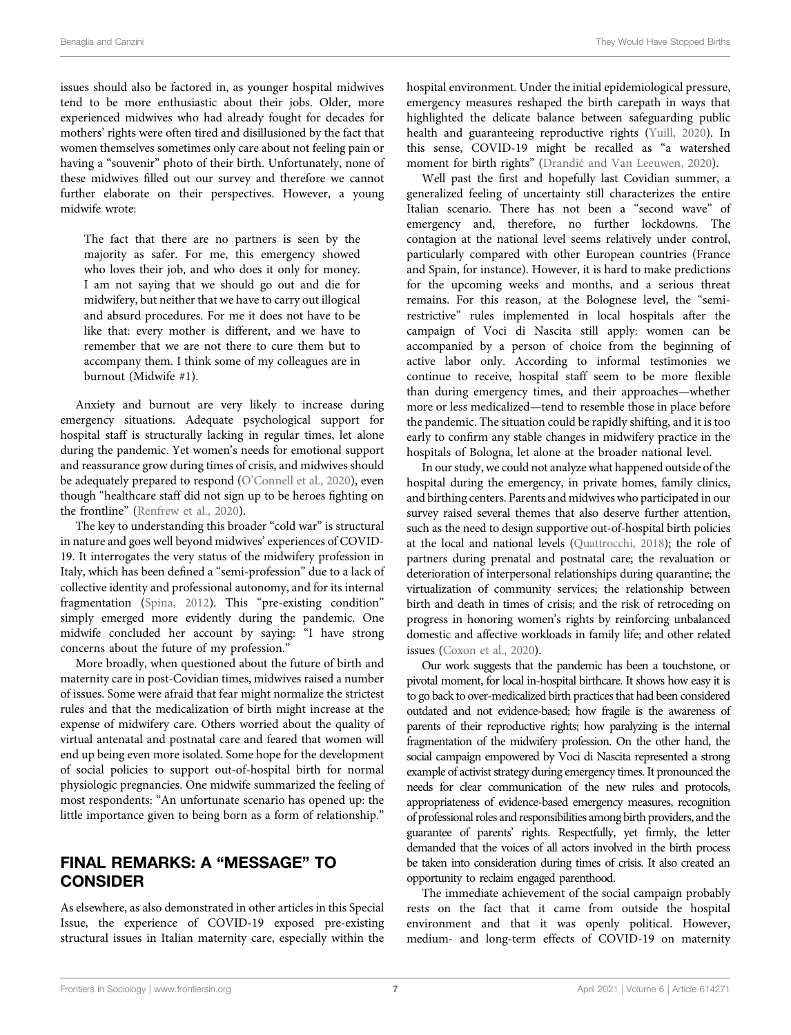issues should also be factored in, as younger hospital midwives tend to be more enthusiastic about their jobs. Older, more experienced midwives who had already fought for decades for mothers' rights were often tired and disillusioned by the fact that women themselves sometimes only care about not feeling pain or having a "souvenir" photo of their birth. Unfortunately, none of these midwives filled out our survey and therefore we cannot further elaborate on their perspectives. However, a young midwife wrote:

> The fact that there are no partners is seen by the majority as safer. For me, this emergency showed who loves their job, and who does it only for money. I am not saying that we should go out and die for midwifery, but neither that we have to carry out illogical and absurd procedures. For me it does not have to be like that: every mother is different, and we have to remember that we are not there to cure them but to accompany them. I think some of my colleagues are in burnout (Midwife #1).

Anxiety and burnout are very likely to increase during emergency situations. Adequate psychological support for hospital staff is structurally lacking in regular times, let alone during the pandemic. Yet women's needs for emotional support and reassurance grow during times of crisis, and midwives should be adequately prepared to respond (O'Connell et al., 2020), even though "healthcare staff did not sign up to be heroes fighting on the frontline" (Renfrew et al., 2020).

The key to understanding this broader "cold war" is structural in nature and goes well beyond midwives' experiences of COVID-19. It interrogates the very status of the midwifery profession in Italy, which has been defined a "semi-profession" due to a lack of collective identity and professional autonomy, and for its internal fragmentation (Spina, 2012). This "pre-existing condition" simply emerged more evidently during the pandemic. One midwife concluded her account by saying: "I have strong concerns about the future of my profession."

More broadly, when questioned about the future of birth and maternity care in post-Covidian times, midwives raised a number of issues. Some were afraid that fear might normalize the strictest rules and that the medicalization of birth might increase at the expense of midwifery care. Others worried about the quality of virtual antenatal and postnatal care and feared that women will end up being even more isolated. Some hope for the development of social policies to support out-of-hospital birth for normal physiologic pregnancies. One midwife summarized the feeling of most respondents: "An unfortunate scenario has opened up: the little importance given to being born as a form of relationship."

## FINAL REMARKS: A "MESSAGE" TO CONSIDER

As elsewhere, as also demonstrated in other articles in this Special Issue, the experience of COVID-19 exposed pre-existing structural issues in Italian maternity care, especially within the hospital environment. Under the initial epidemiological pressure, emergency measures reshaped the birth carepath in ways that highlighted the delicate balance between safeguarding public health and guaranteeing reproductive rights (Yuill, 2020). In this sense, COVID-19 might be recalled as "a watershed moment for birth rights" (Drandić and Van Leeuwen, 2020).

Well past the first and hopefully last Covidian summer, a generalized feeling of uncertainty still characterizes the entire Italian scenario. There has not been a "second wave" of emergency and, therefore, no further lockdowns. The contagion at the national level seems relatively under control, particularly compared with other European countries (France and Spain, for instance). However, it is hard to make predictions for the upcoming weeks and months, and a serious threat remains. For this reason, at the Bolognese level, the "semi-restrictive" rules implemented in local hospitals after the campaign of Voci di Nascita still apply: women can be accompanied by a person of choice from the beginning of active labor only. According to informal testimonies we continue to receive, hospital staff seem to be more flexible than during emergency times, and their approaches—whether more or less medicalized—tend to resemble those in place before the pandemic. The situation could be rapidly shifting, and it is too early to confirm any stable changes in midwifery practice in the hospitals of Bologna, let alone at the broader national level.

In our study, we could not analyze what happened outside of the hospital during the emergency, in private homes, family clinics, and birthing centers. Parents and midwives who participated in our survey raised several themes that also deserve further attention, such as the need to design supportive out-of-hospital birth policies at the local and national levels (Quattrocchi, 2018); the role of partners during prenatal and postnatal care; the revaluation or deterioration of interpersonal relationships during quarantine; the virtualization of community services; the relationship between birth and death in times of crisis; and the risk of retroceding on progress in honoring women's rights by reinforcing unbalanced domestic and affective workloads in family life; and other related issues (Coxon et al., 2020).

Our work suggests that the pandemic has been a touchstone, or pivotal moment, for local in-hospital birthcare. It shows how easy it is to go back to over-medicalized birth practices that had been considered outdated and not evidence-based; how fragile is the awareness of parents of their reproductive rights; how paralyzing is the internal fragmentation of the midwifery profession. On the other hand, the social campaign empowered by Voci di Nascita represented a strong example of activist strategy during emergency times. It pronounced the needs for clear communication of the new rules and protocols, appropriateness of evidence-based emergency measures, recognition of professional roles and responsibilities among birth providers, and the guarantee of parents' rights. Respectfully, yet firmly, the letter demanded that the voices of all actors involved in the birth process be taken into consideration during times of crisis. It also created an opportunity to reclaim engaged parenthood.

The immediate achievement of the social campaign probably rests on the fact that it came from outside the hospital environment and that it was openly political. However, medium- and long-term effects of COVID-19 on maternity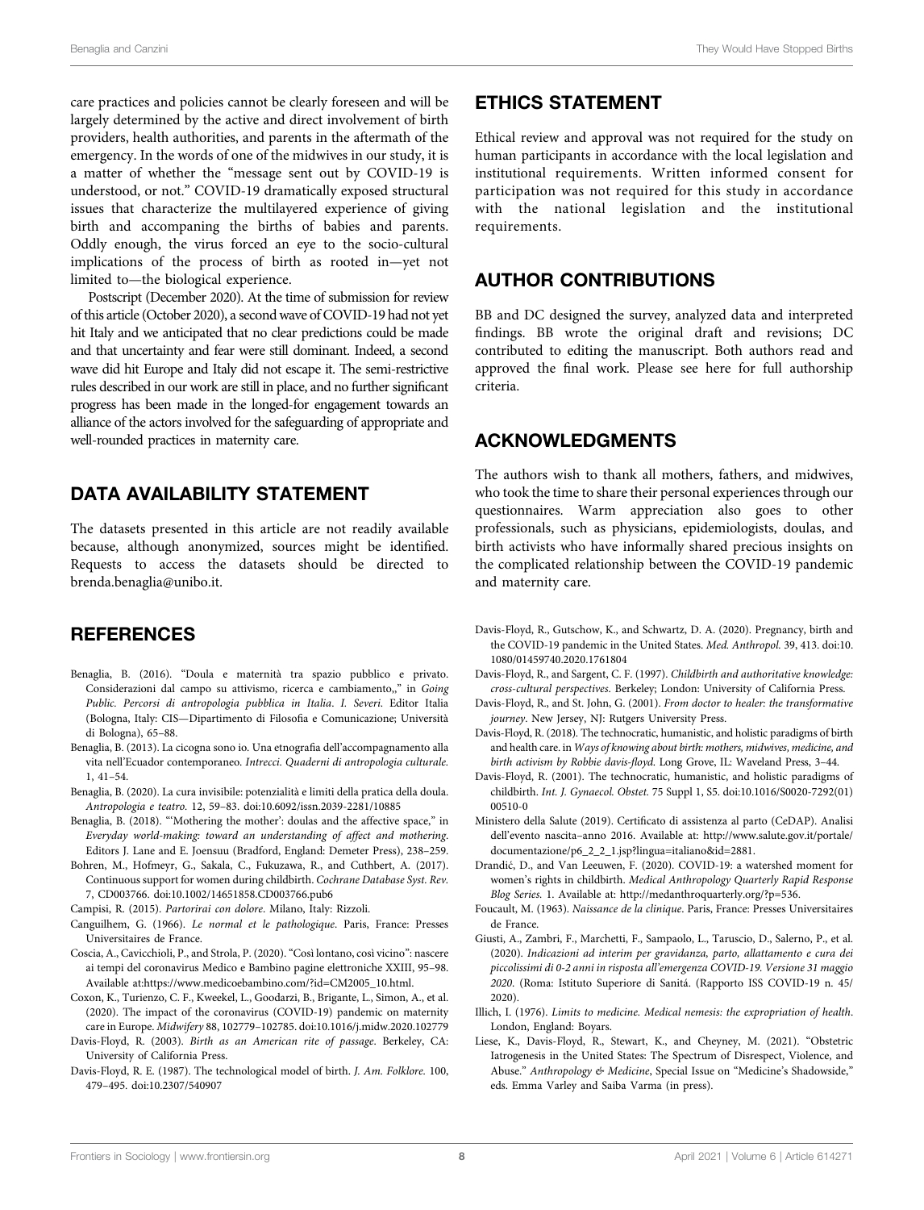care practices and policies cannot be clearly foreseen and will be largely determined by the active and direct involvement of birth providers, health authorities, and parents in the aftermath of the emergency. In the words of one of the midwives in our study, it is a matter of whether the "message sent out by COVID-19 is understood, or not." COVID-19 dramatically exposed structural issues that characterize the multilayered experience of giving birth and accompaning the births of babies and parents. Oddly enough, the virus forced an eye to the socio-cultural implications of the process of birth as rooted in—yet not limited to—the biological experience.

Postscript (December 2020). At the time of submission for review of this article (October 2020), a second wave of COVID-19 had not yet hit Italy and we anticipated that no clear predictions could be made and that uncertainty and fear were still dominant. Indeed, a second wave did hit Europe and Italy did not escape it. The semi-restrictive rules described in our work are still in place, and no further significant progress has been made in the longed-for engagement towards an alliance of the actors involved for the safeguarding of appropriate and well-rounded practices in maternity care.

## DATA AVAILABILITY STATEMENT

The datasets presented in this article are not readily available because, although anonymized, sources might be identified. Requests to access the datasets should be directed to brenda.benaglia@unibo.it.

## ETHICS STATEMENT

Ethical review and approval was not required for the study on human participants in accordance with the local legislation and institutional requirements. Written informed consent for participation was not required for this study in accordance with the national legislation and the institutional requirements.

## AUTHOR CONTRIBUTIONS

BB and DC designed the survey, analyzed data and interpreted findings. BB wrote the original draft and revisions; DC contributed to editing the manuscript. Both authors read and approved the final work. Please see here for full authorship criteria.

## ACKNOWLEDGMENTS

The authors wish to thank all mothers, fathers, and midwives, who took the time to share their personal experiences through our questionnaires. Warm appreciation also goes to other professionals, such as physicians, epidemiologists, doulas, and birth activists who have informally shared precious insights on the complicated relationship between the COVID-19 pandemic and maternity care.

## REFERENCES

Benaglia, B. (2016). "Doula e maternità tra spazio pubblico e privato. Considerazioni dal campo su attivismo, ricerca e cambiamento,," in *Going Public. Percorsi di antropologia pubblica in Italia*. *I. Severi*. Editor Italia (Bologna, Italy: CIS—Dipartimento di Filosofia e Comunicazione; Università di Bologna), 65–88.

Benaglia, B. (2013). La cicogna sono io. Una etnografia dell'accompagnamento alla vita nell'Ecuador contemporaneo. *Intrecci. Quaderni di antropologia culturale*. 1, 41–54.

Benaglia, B. (2020). La cura invisibile: potenzialità e limiti della pratica della doula. *Antropologia e teatro*. 12, 59–83. doi:10.6092/issn.2039-2281/10885

Benaglia, B. (2018). "'Mothering the mother': doulas and the affective space," in *Everyday world-making: toward an understanding of affect and mothering*. Editors J. Lane and E. Joensuu (Bradford, England: Demeter Press), 238–259.

Bohren, M., Hofmeyr, G., Sakala, C., Fukuzawa, R., and Cuthbert, A. (2017). Continuous support for women during childbirth. *Cochrane Database Syst. Rev*. 7, CD003766. doi:10.1002/14651858.CD003766.pub6

Campisi, R. (2015). *Partorirai con dolore*. Milano, Italy: Rizzoli.

Canguilhem, G. (1966). *Le normal et le pathologique*. Paris, France: Presses Universitaires de France.

Coscia, A., Cavicchioli, P., and Strola, P. (2020). "Così lontano, così vicino": nascere ai tempi del coronavirus Medico e Bambino pagine elettroniche XXIII, 95–98. Available at:https://www.medicoebambino.com/?id=CM2005_10.html.

Coxon, K., Turienzo, C. F., Kweekel, L., Goodarzi, B., Brigante, L., Simon, A., et al. (2020). The impact of the coronavirus (COVID-19) pandemic on maternity care in Europe. *Midwifery* 88, 102779–102785. doi:10.1016/j.midw.2020.102779

Davis-Floyd, R. (2003). *Birth as an American rite of passage*. Berkeley, CA: University of California Press.

Davis-Floyd, R. E. (1987). The technological model of birth. *J. Am. Folklore*. 100, 479–495. doi:10.2307/540907

Davis-Floyd, R., Gutschow, K., and Schwartz, D. A. (2020). Pregnancy, birth and the COVID-19 pandemic in the United States. *Med. Anthropol*. 39, 413. doi:10.1080/01459740.2020.1761804

Davis-Floyd, R., and Sargent, C. F. (1997). *Childbirth and authoritative knowledge: cross-cultural perspectives*. Berkeley; London: University of California Press.

Davis-Floyd, R., and St. John, G. (2001). *From doctor to healer: the transformative journey*. New Jersey, NJ: Rutgers University Press.

Davis-Floyd, R. (2018). The technocratic, humanistic, and holistic paradigms of birth and health care. in *Ways of knowing about birth: mothers, midwives, medicine, and birth activism by Robbie davis-floyd*. Long Grove, IL: Waveland Press, 3–44.

Davis-Floyd, R. (2001). The technocratic, humanistic, and holistic paradigms of childbirth. *Int. J. Gynaecol. Obstet*. 75 Suppl 1, S5. doi:10.1016/S0020-7292(01)00510-0

Ministero della Salute (2019). Certificato di assistenza al parto (CeDAP). Analisi dell'evento nascita–anno 2016. Available at: http://www.salute.gov.it/portale/documentazione/p6_2_2_1.jsp?lingua=italiano&id=2881.

Drandić, D., and Van Leeuwen, F. (2020). COVID-19: a watershed moment for women's rights in childbirth. *Medical Anthropology Quarterly Rapid Response Blog Series*. 1. Available at: http://medanthroquarterly.org/?p=536.

Foucault, M. (1963). *Naissance de la clinique*. Paris, France: Presses Universitaires de France.

Giusti, A., Zambri, F., Marchetti, F., Sampaolo, L., Taruscio, D., Salerno, P., et al. (2020). *Indicazioni ad interim per gravidanza, parto, allattamento e cura dei piccolissimi di 0-2 anni in risposta all'emergenza COVID-19. Versione 31 maggio 2020*. (Roma: Istituto Superiore di Sanitá. (Rapporto ISS COVID-19 n. 45/2020).

Illich, I. (1976). *Limits to medicine. Medical nemesis: the expropriation of health*. London, England: Boyars.

Liese, K., Davis-Floyd, R., Stewart, K., and Cheyney, M. (2021). "Obstetric Iatrogenesis in the United States: The Spectrum of Disrespect, Violence, and Abuse." *Anthropology & Medicine*, Special Issue on "Medicine's Shadowside," eds. Emma Varley and Saiba Varma (in press).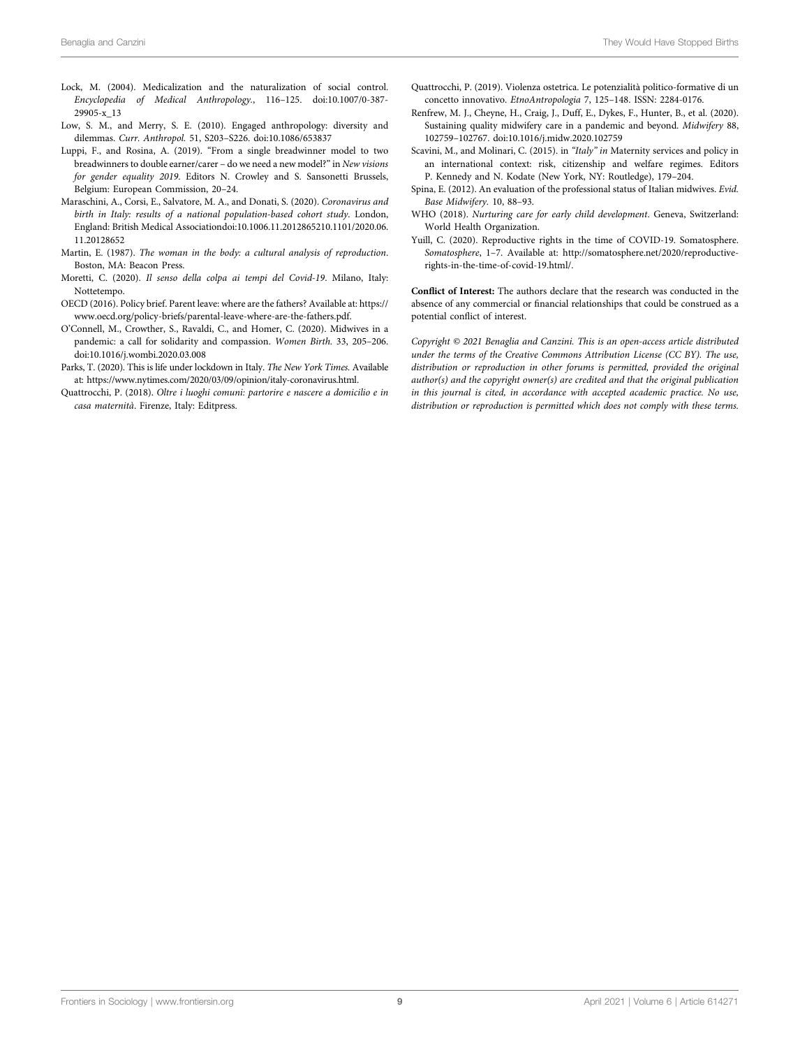Lock, M. (2004). Medicalization and the naturalization of social control. *Encyclopedia of Medical Anthropology.*, 116–125. doi:10.1007/0-387-29905-x_13

Low, S. M., and Merry, S. E. (2010). Engaged anthropology: diversity and dilemmas. *Curr. Anthropol.* 51, S203–S226. doi:10.1086/653837

Luppi, F., and Rosina, A. (2019). "From a single breadwinner model to two breadwinners to double earner/carer – do we need a new model?" in *New visions for gender equality 2019.* Editors N. Crowley and S. Sansonetti Brussels, Belgium: European Commission, 20–24.

Maraschini, A., Corsi, E., Salvatore, M. A., and Donati, S. (2020). *Coronavirus and birth in Italy: results of a national population-based cohort study*. London, England: British Medical Associationdoi:10.1006.11.2012865210.1101/2020.06.11.20128652

Martin, E. (1987). *The woman in the body: a cultural analysis of reproduction*. Boston, MA: Beacon Press.

Moretti, C. (2020). *Il senso della colpa ai tempi del Covid-19*. Milano, Italy: Nottetempo.

OECD (2016). Policy brief. Parent leave: where are the fathers? Available at: https://www.oecd.org/policy-briefs/parental-leave-where-are-the-fathers.pdf.

O'Connell, M., Crowther, S., Ravaldi, C., and Homer, C. (2020). Midwives in a pandemic: a call for solidarity and compassion. *Women Birth.* 33, 205–206. doi:10.1016/j.wombi.2020.03.008

Parks, T. (2020). This is life under lockdown in Italy. *The New York Times.* Available at: https://www.nytimes.com/2020/03/09/opinion/italy-coronavirus.html.

Quattrocchi, P. (2018). *Oltre i luoghi comuni: partorire e nascere a domicilio e in casa maternità*. Firenze, Italy: Editpress.

Quattrocchi, P. (2019). Violenza ostetrica. Le potenzialità politico-formative di un concetto innovativo. *EtnoAntropologia* 7, 125–148. ISSN: 2284-0176.

Renfrew, M. J., Cheyne, H., Craig, J., Duff, E., Dykes, F., Hunter, B., et al. (2020). Sustaining quality midwifery care in a pandemic and beyond. *Midwifery* 88, 102759–102767. doi:10.1016/j.midw.2020.102759

Scavini, M., and Molinari, C. (2015). in *"Italy" in* Maternity services and policy in an international context: risk, citizenship and welfare regimes. Editors P. Kennedy and N. Kodate (New York, NY: Routledge), 179–204.

Spina, E. (2012). An evaluation of the professional status of Italian midwives. *Evid. Base Midwifery.* 10, 88–93.

WHO (2018). *Nurturing care for early child development*. Geneva, Switzerland: World Health Organization.

Yuill, C. (2020). Reproductive rights in the time of COVID-19. Somatosphere. *Somatosphere*, 1–7. Available at: http://somatosphere.net/2020/reproductive-rights-in-the-time-of-covid-19.html/.

**Conflict of Interest:** The authors declare that the research was conducted in the absence of any commercial or financial relationships that could be construed as a potential conflict of interest.

*Copyright © 2021 Benaglia and Canzini. This is an open-access article distributed under the terms of the Creative Commons Attribution License (CC BY). The use, distribution or reproduction in other forums is permitted, provided the original author(s) and the copyright owner(s) are credited and that the original publication in this journal is cited, in accordance with accepted academic practice. No use, distribution or reproduction is permitted which does not comply with these terms.*